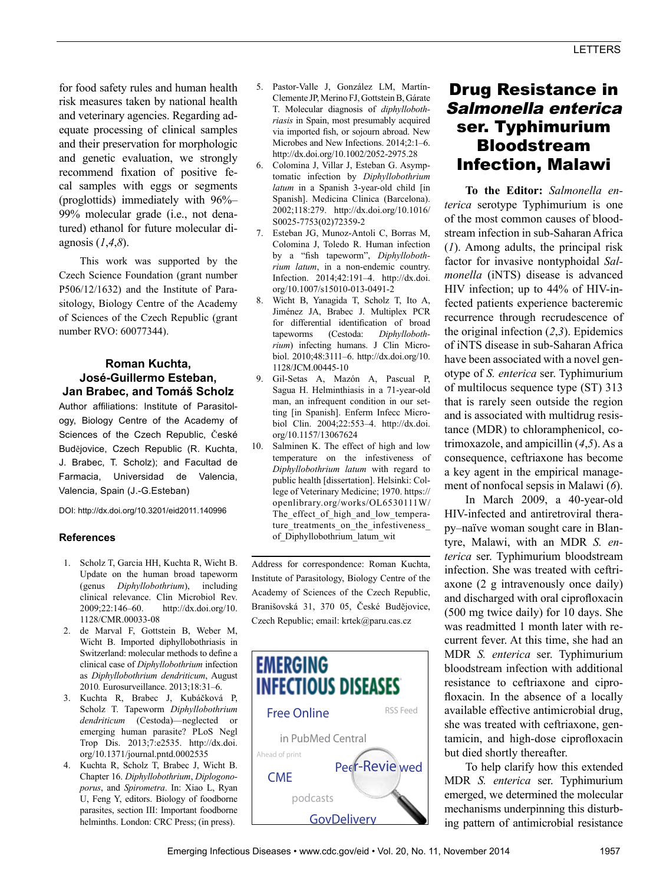for food safety rules and human health risk measures taken by national health and veterinary agencies. Regarding adequate processing of clinical samples and their preservation for morphologic and genetic evaluation, we strongly recommend fixation of positive fecal samples with eggs or segments (proglottids) immediately with 96%–99% molecular grade (i.e., not denatured) ethanol for future molecular diagnosis (*1*,*4*,*8*).

This work was supported by the Czech Science Foundation (grant number P506/12/1632) and the Institute of Parasitology, Biology Centre of the Academy of Sciences of the Czech Republic (grant number RVO: 60077344).

**Roman Kuchta, José-Guillermo Esteban, Jan Brabec, and Tomáš Scholz**

Author affiliations: Institute of Parasitology, Biology Centre of the Academy of Sciences of the Czech Republic, České Budějovice, Czech Republic (R. Kuchta, J. Brabec, T. Scholz); and Facultad de Farmacia, Universidad de Valencia, Valencia, Spain (J.-G.Esteban)

DOI: http://dx.doi.org/10.3201/eid2011.140996

## References

1. Scholz T, Garcia HH, Kuchta R, Wicht B. Update on the human broad tapeworm (genus *Diphyllobothrium*), including clinical relevance. Clin Microbiol Rev. 2009;22:146–60. http://dx.doi.org/10.1128/CMR.00033-08
2. de Marval F, Gottstein B, Weber M, Wicht B. Imported diphyllobothriasis in Switzerland: molecular methods to define a clinical case of *Diphyllobothrium* infection as *Diphyllobothrium dendriticum*, August 2010. Eurosurveillance. 2013;18:31–6.
3. Kuchta R, Brabec J, Kubáčková P, Scholz T. Tapeworm *Diphyllobothrium dendriticum* (Cestoda)—neglected or emerging human parasite? PLoS Negl Trop Dis. 2013;7:e2535. http://dx.doi.org/10.1371/journal.pntd.0002535
4. Kuchta R, Scholz T, Brabec J, Wicht B. Chapter 16. *Diphyllobothrium*, *Diplogonoporus*, and *Spirometra*. In: Xiao L, Ryan U, Feng Y, editors. Biology of foodborne parasites, section III: Important foodborne helminths. London: CRC Press; (in press).
5. Pastor-Valle J, González LM, Martín-Clemente JP, Merino FJ, Gottstein B, Gárate T. Molecular diagnosis of *diphyllobothriasis* in Spain, most presumably acquired via imported fish, or sojourn abroad. New Microbes and New Infections. 2014;2:1–6. http://dx.doi.org/10.1002/2052-2975.28
6. Colomina J, Villar J, Esteban G. Asymptomatic infection by *Diphyllobothrium latum* in a Spanish 3-year-old child [in Spanish]. Medicina Clinica (Barcelona). 2002;118:279. http://dx.doi.org/10.1016/S0025-7753(02)72359-2
7. Esteban JG, Munoz-Antoli C, Borras M, Colomina J, Toledo R. Human infection by a "fish tapeworm", *Diphyllobothrium latum*, in a non-endemic country. Infection. 2014;42:191–4. http://dx.doi.org/10.1007/s15010-013-0491-2
8. Wicht B, Yanagida T, Scholz T, Ito A, Jiménez JA, Brabec J. Multiplex PCR for differential identification of broad tapeworms (Cestoda: *Diphyllobothrium*) infecting humans. J Clin Microbiol. 2010;48:3111–6. http://dx.doi.org/10.1128/JCM.00445-10
9. Gil-Setas A, Mazón A, Pascual P, Sagua H. Helminthiasis in a 71-year-old man, an infrequent condition in our setting [in Spanish]. Enferm Infecc Microbiol Clin. 2004;22:553–4. http://dx.doi.org/10.1157/13067624
10. Salminen K. The effect of high and low temperature on the infestiveness of *Diphyllobothrium latum* with regard to public health [dissertation]. Helsinki: College of Veterinary Medicine; 1970. https://openlibrary.org/works/OL6530111W/The_effect_of_high_and_low_temperature_treatments_on_the_infestiveness_of_Diphyllobothrium_latum_wit

Address for correspondence: Roman Kuchta, Institute of Parasitology, Biology Centre of the Academy of Sciences of the Czech Republic, Branišovská 31, 370 05, České Budějovice, Czech Republic; email: krtek@paru.cas.cz

# Drug Resistance in *Salmonella enterica* ser. Typhimurium Bloodstream Infection, Malawi

**To the Editor:** *Salmonella enterica* serotype Typhimurium is one of the most common causes of bloodstream infection in sub-Saharan Africa (*1*). Among adults, the principal risk factor for invasive nontyphoidal *Salmonella* (iNTS) disease is advanced HIV infection; up to 44% of HIV-infected patients experience bacteremic recurrence through recrudescence of the original infection (*2*,*3*). Epidemics of iNTS disease in sub-Saharan Africa have been associated with a novel genotype of *S. enterica* ser. Typhimurium of multilocus sequence type (ST) 313 that is rarely seen outside the region and is associated with multidrug resistance (MDR) to chloramphenicol, co-trimoxazole, and ampicillin (*4*,*5*). As a consequence, ceftriaxone has become a key agent in the empirical management of nonfocal sepsis in Malawi (*6*).

In March 2009, a 40-year-old HIV-infected and antiretroviral therapy–naïve woman sought care in Blantyre, Malawi, with an MDR *S. enterica* ser. Typhimurium bloodstream infection. She was treated with ceftriaxone (2 g intravenously once daily) and discharged with oral ciprofloxacin (500 mg twice daily) for 10 days. She was readmitted 1 month later with recurrent fever. At this time, she had an MDR *S. enterica* ser. Typhimurium bloodstream infection with additional resistance to ceftriaxone and ciprofloxacin. In the absence of a locally available effective antimicrobial drug, she was treated with ceftriaxone, gentamicin, and high-dose ciprofloxacin but died shortly thereafter.

To help clarify how this extended MDR *S. enterica* ser. Typhimurium emerged, we determined the molecular mechanisms underpinning this disturbing pattern of antimicrobial resistance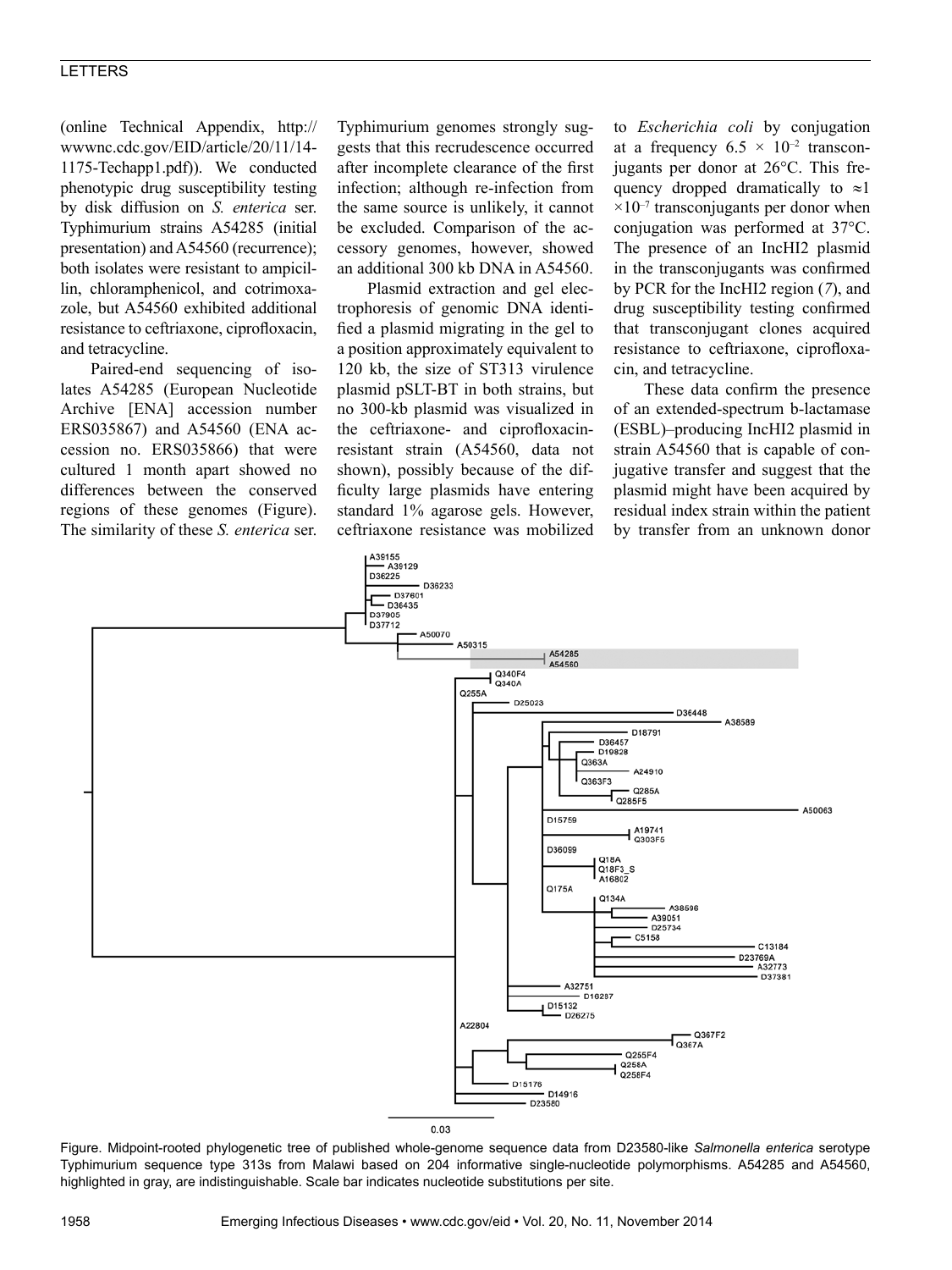(online Technical Appendix, http://wwwnc.cdc.gov/EID/article/20/11/14-1175-Techapp1.pdf)). We conducted phenotypic drug susceptibility testing by disk diffusion on *S. enterica* ser. Typhimurium strains A54285 (initial presentation) and A54560 (recurrence); both isolates were resistant to ampicillin, chloramphenicol, and cotrimoxazole, but A54560 exhibited additional resistance to ceftriaxone, ciprofloxacin, and tetracycline.

Paired-end sequencing of isolates A54285 (European Nucleotide Archive [ENA] accession number ERS035867) and A54560 (ENA accession no. ERS035866) that were cultured 1 month apart showed no differences between the conserved regions of these genomes (Figure). The similarity of these *S. enterica* ser. Typhimurium genomes strongly suggests that this recrudescence occurred after incomplete clearance of the first infection; although re-infection from the same source is unlikely, it cannot be excluded. Comparison of the accessory genomes, however, showed an additional 300 kb DNA in A54560.

Plasmid extraction and gel electrophoresis of genomic DNA identified a plasmid migrating in the gel to a position approximately equivalent to 120 kb, the size of ST313 virulence plasmid pSLT-BT in both strains, but no 300-kb plasmid was visualized in the ceftriaxone- and ciprofloxacin-resistant strain (A54560, data not shown), possibly because of the difficulty large plasmids have entering standard 1% agarose gels. However, ceftriaxone resistance was mobilized to *Escherichia coli* by conjugation at a frequency $6.5 \times 10^{-2}$ transconjugants per donor at 26°C. This frequency dropped dramatically to $\approx 1 \times 10^{-7}$ transconjugants per donor when conjugation was performed at 37°C. The presence of an IncHI2 plasmid in the transconjugants was confirmed by PCR for the IncHI2 region (*7*), and drug susceptibility testing confirmed that transconjugant clones acquired resistance to ceftriaxone, ciprofloxacin, and tetracycline.

These data confirm the presence of an extended-spectrum b-lactamase (ESBL)–producing IncHI2 plasmid in strain A54560 that is capable of conjugative transfer and suggest that the plasmid might have been acquired by residual index strain within the patient by transfer from an unknown donor

Figure. Midpoint-rooted phylogenetic tree of published whole-genome sequence data from D23580-like *Salmonella enterica* serotype Typhimurium sequence type 313s from Malawi based on 204 informative single-nucleotide polymorphisms. A54285 and A54560, highlighted in gray, are indistinguishable. Scale bar indicates nucleotide substitutions per site.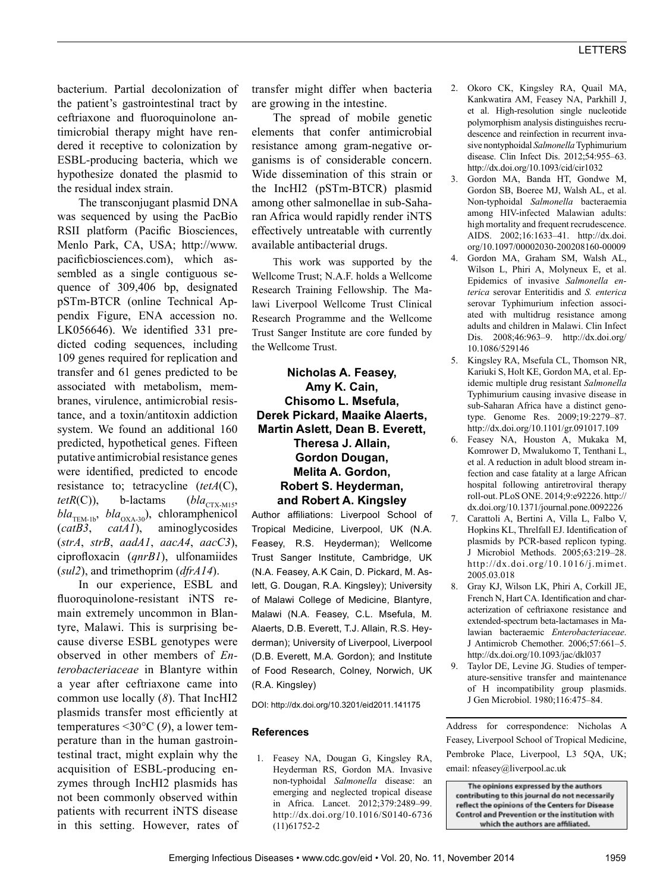bacterium. Partial decolonization of the patient's gastrointestinal tract by ceftriaxone and fluoroquinolone antimicrobial therapy might have rendered it receptive to colonization by ESBL-producing bacteria, which we hypothesize donated the plasmid to the residual index strain.

The transconjugant plasmid DNA was sequenced by using the PacBio RSII platform (Pacific Biosciences, Menlo Park, CA, USA; http://www.pacificbiosciences.com), which assembled as a single contiguous sequence of 309,406 bp, designated pSTm-BTCR (online Technical Appendix Figure, ENA accession no. LK056646). We identified 331 predicted coding sequences, including 109 genes required for replication and transfer and 61 genes predicted to be associated with metabolism, membranes, virulence, antimicrobial resistance, and a toxin/antitoxin addiction system. We found an additional 160 predicted, hypothetical genes. Fifteen putative antimicrobial resistance genes were identified, predicted to encode resistance to; tetracycline (*tetA*(C), *tetR*(C)), b-lactams ($bla_{CTX-M15}$, $bla_{TEM-1b}$, $bla_{OXA-30}$), chloramphenicol (*catB3*, *catA1*), aminoglycosides (*strA*, *strB*, *aadA1*, *aacA4*, *aacC3*), ciprofloxacin (*qnrB1*), ulfonamiides (*sul2*), and trimethoprim (*dfrA14*).

In our experience, ESBL and fluoroquinolone-resistant iNTS remain extremely uncommon in Blantyre, Malawi. This is surprising because diverse ESBL genotypes were observed in other members of *Enterobacteriaceae* in Blantyre within a year after ceftriaxone came into common use locally (*8*). That IncHI2 plasmids transfer most efficiently at temperatures <30°C (*9*), a lower temperature than in the human gastrointestinal tract, might explain why the acquisition of ESBL-producing enzymes through IncHI2 plasmids has not been commonly observed within patients with recurrent iNTS disease in this setting. However, rates of transfer might differ when bacteria are growing in the intestine.

The spread of mobile genetic elements that confer antimicrobial resistance among gram-negative organisms is of considerable concern. Wide dissemination of this strain or the IncHI2 (pSTm-BTCR) plasmid among other salmonellae in sub-Saharan Africa would rapidly render iNTS effectively untreatable with currently available antibacterial drugs.

This work was supported by the Wellcome Trust; N.A.F. holds a Wellcome Research Training Fellowship. The Malawi Liverpool Wellcome Trust Clinical Research Programme and the Wellcome Trust Sanger Institute are core funded by the Wellcome Trust.

**Nicholas A. Feasey, Amy K. Cain, Chisomo L. Msefula, Derek Pickard, Maaike Alaerts, Martin Aslett, Dean B. Everett, Theresa J. Allain, Gordon Dougan, Melita A. Gordon, Robert S. Heyderman, and Robert A. Kingsley**

Author affiliations: Liverpool School of Tropical Medicine, Liverpool, UK (N.A. Feasey, R.S. Heyderman); Wellcome Trust Sanger Institute, Cambridge, UK (N.A. Feasey, A.K Cain, D. Pickard, M. Aslett, G. Dougan, R.A. Kingsley); University of Malawi College of Medicine, Blantyre, Malawi (N.A. Feasey, C.L. Msefula, M. Alaerts, D.B. Everett, T.J. Allain, R.S. Heyderman); University of Liverpool, Liverpool (D.B. Everett, M.A. Gordon); and Institute of Food Research, Colney, Norwich, UK (R.A. Kingsley)

DOI: http://dx.doi.org/10.3201/eid2011.141175

## References

1. Feasey NA, Dougan G, Kingsley RA, Heyderman RS, Gordon MA. Invasive non-typhoidal *Salmonella* disease: an emerging and neglected tropical disease in Africa. Lancet. 2012;379:2489–99. http://dx.doi.org/10.1016/S0140-6736(11)61752-2
2. Okoro CK, Kingsley RA, Quail MA, Kankwatira AM, Feasey NA, Parkhill J, et al. High-resolution single nucleotide polymorphism analysis distinguishes recrudescence and reinfection in recurrent invasive nontyphoidal *Salmonella* Typhimurium disease. Clin Infect Dis. 2012;54:955–63. http://dx.doi.org/10.1093/cid/cir1032
3. Gordon MA, Banda HT, Gondwe M, Gordon SB, Boeree MJ, Walsh AL, et al. Non-typhoidal *Salmonella* bacteraemia among HIV-infected Malawian adults: high mortality and frequent recrudescence. AIDS. 2002;16:1633–41. http://dx.doi.org/10.1097/00002030-200208160-00009
4. Gordon MA, Graham SM, Walsh AL, Wilson L, Phiri A, Molyneux E, et al. Epidemics of invasive *Salmonella enterica* serovar Enteritidis and *S. enterica* serovar Typhimurium infection associated with multidrug resistance among adults and children in Malawi. Clin Infect Dis. 2008;46:963–9. http://dx.doi.org/10.1086/529146
5. Kingsley RA, Msefula CL, Thomson NR, Kariuki S, Holt KE, Gordon MA, et al. Epidemic multiple drug resistant *Salmonella* Typhimurium causing invasive disease in sub-Saharan Africa have a distinct genotype. Genome Res. 2009;19:2279–87. http://dx.doi.org/10.1101/gr.091017.109
6. Feasey NA, Houston A, Mukaka M, Komrower D, Mwalukomo T, Tenthani L, et al. A reduction in adult blood stream infection and case fatality at a large African hospital following antiretroviral therapy roll-out. PLoS ONE. 2014;9:e92226. http://dx.doi.org/10.1371/journal.pone.0092226
7. Carattoli A, Bertini A, Villa L, Falbo V, Hopkins KL, Threlfall EJ. Identification of plasmids by PCR-based replicon typing. J Microbiol Methods. 2005;63:219–28. http://dx.doi.org/10.1016/j.mimet.2005.03.018
8. Gray KJ, Wilson LK, Phiri A, Corkill JE, French N, Hart CA. Identification and characterization of ceftriaxone resistance and extended-spectrum beta-lactamases in Malawian bacteraemic *Enterobacteriaceae*. J Antimicrob Chemother. 2006;57:661–5. http://dx.doi.org/10.1093/jac/dkl037
9. Taylor DE, Levine JG. Studies of temperature-sensitive transfer and maintenance of H incompatibility group plasmids. J Gen Microbiol. 1980;116:475–84.

Address for correspondence: Nicholas A Feasey, Liverpool School of Tropical Medicine, Pembroke Place, Liverpool, L3 5QA, UK; email: nfeasey@liverpool.ac.uk

The opinions expressed by the authors contributing to this journal do not necessarily reflect the opinions of the Centers for Disease Control and Prevention or the institution with which the authors are affiliated.